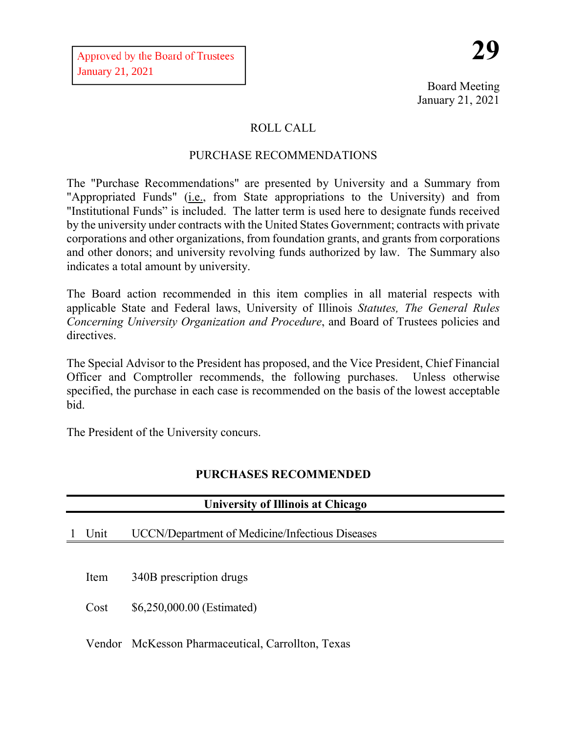Approved by the Board of Trustees
January 21, 2021

**29**

Board Meeting
January 21, 2021

ROLL CALL

PURCHASE RECOMMENDATIONS

The "Purchase Recommendations" are presented by University and a Summary from "Appropriated Funds" (i.e., from State appropriations to the University) and from "Institutional Funds" is included. The latter term is used here to designate funds received by the university under contracts with the United States Government; contracts with private corporations and other organizations, from foundation grants, and grants from corporations and other donors; and university revolving funds authorized by law. The Summary also indicates a total amount by university.

The Board action recommended in this item complies in all material respects with applicable State and Federal laws, University of Illinois *Statutes, The General Rules Concerning University Organization and Procedure*, and Board of Trustees policies and directives.

The Special Advisor to the President has proposed, and the Vice President, Chief Financial Officer and Comptroller recommends, the following purchases. Unless otherwise specified, the purchase in each case is recommended on the basis of the lowest acceptable bid.

The President of the University concurs.

## PURCHASES RECOMMENDED

### University of Illinois at Chicago

1 Unit UCCN/Department of Medicine/Infectious Diseases

Item 340B prescription drugs

Cost $6,250,000.00 (Estimated)

Vendor McKesson Pharmaceutical, Carrollton, Texas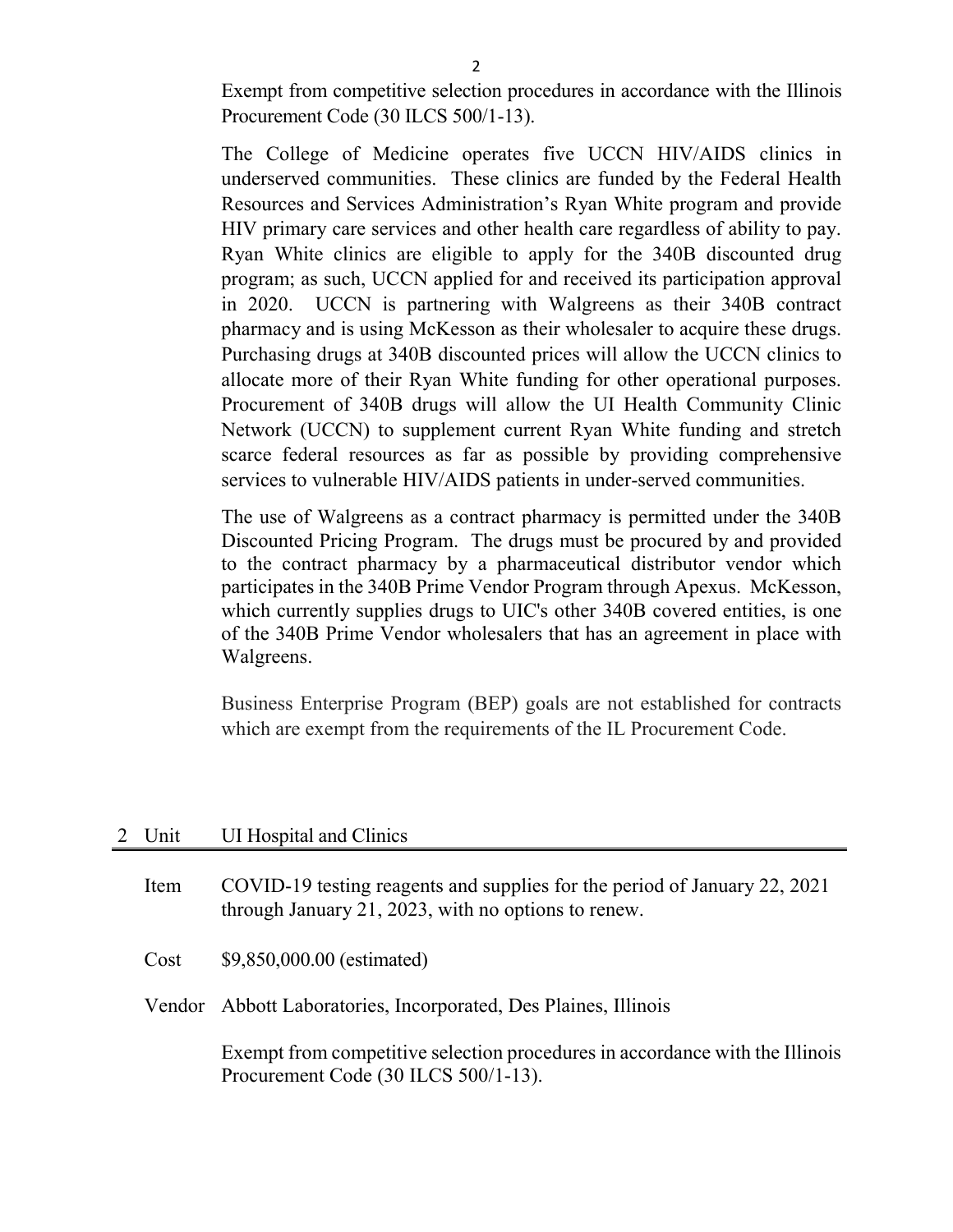Exempt from competitive selection procedures in accordance with the Illinois Procurement Code (30 ILCS 500/1-13).

The College of Medicine operates five UCCN HIV/AIDS clinics in underserved communities. These clinics are funded by the Federal Health Resources and Services Administration's Ryan White program and provide HIV primary care services and other health care regardless of ability to pay. Ryan White clinics are eligible to apply for the 340B discounted drug program; as such, UCCN applied for and received its participation approval in 2020. UCCN is partnering with Walgreens as their 340B contract pharmacy and is using McKesson as their wholesaler to acquire these drugs. Purchasing drugs at 340B discounted prices will allow the UCCN clinics to allocate more of their Ryan White funding for other operational purposes. Procurement of 340B drugs will allow the UI Health Community Clinic Network (UCCN) to supplement current Ryan White funding and stretch scarce federal resources as far as possible by providing comprehensive services to vulnerable HIV/AIDS patients in under-served communities.

The use of Walgreens as a contract pharmacy is permitted under the 340B Discounted Pricing Program. The drugs must be procured by and provided to the contract pharmacy by a pharmaceutical distributor vendor which participates in the 340B Prime Vendor Program through Apexus. McKesson, which currently supplies drugs to UIC's other 340B covered entities, is one of the 340B Prime Vendor wholesalers that has an agreement in place with Walgreens.

Business Enterprise Program (BEP) goals are not established for contracts which are exempt from the requirements of the IL Procurement Code.

2 Unit UI Hospital and Clinics

Item COVID-19 testing reagents and supplies for the period of January 22, 2021 through January 21, 2023, with no options to renew.

Cost $9,850,000.00 (estimated)

Vendor Abbott Laboratories, Incorporated, Des Plaines, Illinois

Exempt from competitive selection procedures in accordance with the Illinois Procurement Code (30 ILCS 500/1-13).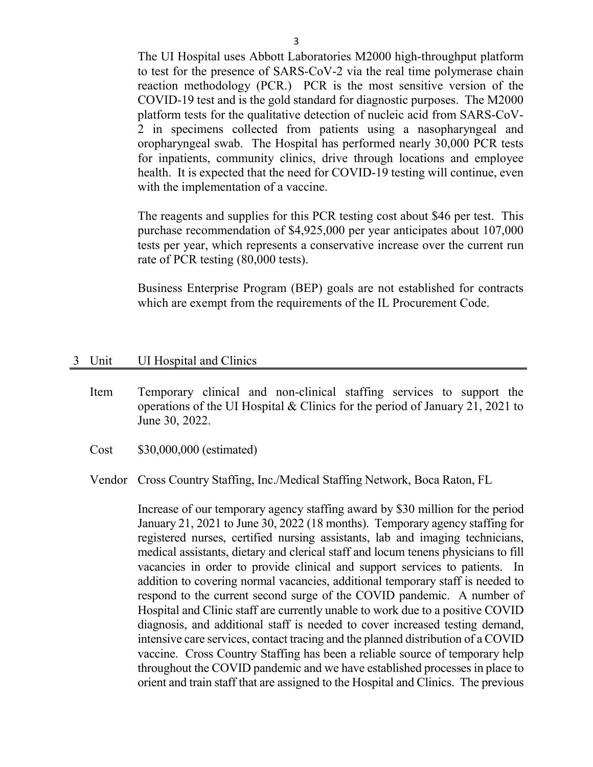The UI Hospital uses Abbott Laboratories M2000 high-throughput platform to test for the presence of SARS-CoV-2 via the real time polymerase chain reaction methodology (PCR.) PCR is the most sensitive version of the COVID-19 test and is the gold standard for diagnostic purposes. The M2000 platform tests for the qualitative detection of nucleic acid from SARS-CoV-2 in specimens collected from patients using a nasopharyngeal and oropharyngeal swab. The Hospital has performed nearly 30,000 PCR tests for inpatients, community clinics, drive through locations and employee health. It is expected that the need for COVID-19 testing will continue, even with the implementation of a vaccine.

The reagents and supplies for this PCR testing cost about $46 per test. This purchase recommendation of $4,925,000 per year anticipates about 107,000 tests per year, which represents a conservative increase over the current run rate of PCR testing (80,000 tests).

Business Enterprise Program (BEP) goals are not established for contracts which are exempt from the requirements of the IL Procurement Code.

## 3 Unit UI Hospital and Clinics

**Item** Temporary clinical and non-clinical staffing services to support the operations of the UI Hospital & Clinics for the period of January 21, 2021 to June 30, 2022.

**Cost** $30,000,000 (estimated)

**Vendor** Cross Country Staffing, Inc./Medical Staffing Network, Boca Raton, FL

Increase of our temporary agency staffing award by $30 million for the period January 21, 2021 to June 30, 2022 (18 months). Temporary agency staffing for registered nurses, certified nursing assistants, lab and imaging technicians, medical assistants, dietary and clerical staff and locum tenens physicians to fill vacancies in order to provide clinical and support services to patients. In addition to covering normal vacancies, additional temporary staff is needed to respond to the current second surge of the COVID pandemic. A number of Hospital and Clinic staff are currently unable to work due to a positive COVID diagnosis, and additional staff is needed to cover increased testing demand, intensive care services, contact tracing and the planned distribution of a COVID vaccine. Cross Country Staffing has been a reliable source of temporary help throughout the COVID pandemic and we have established processes in place to orient and train staff that are assigned to the Hospital and Clinics. The previous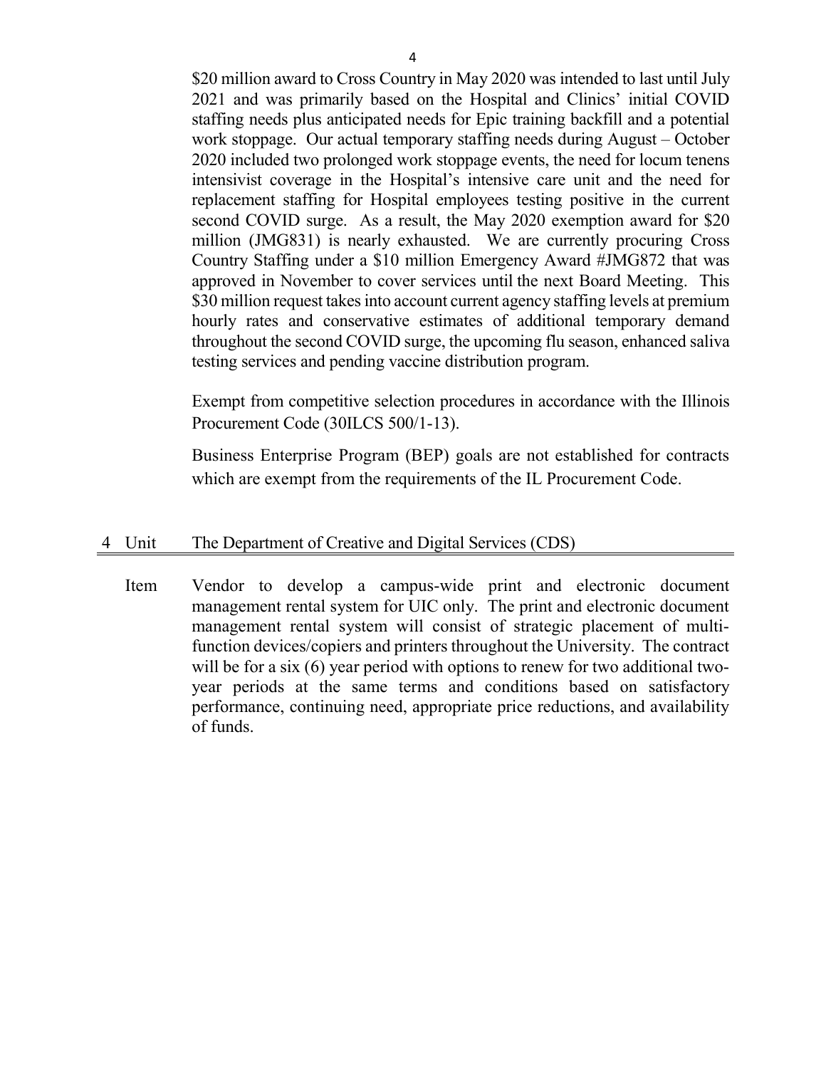$20 million award to Cross Country in May 2020 was intended to last until July 2021 and was primarily based on the Hospital and Clinics' initial COVID staffing needs plus anticipated needs for Epic training backfill and a potential work stoppage. Our actual temporary staffing needs during August – October 2020 included two prolonged work stoppage events, the need for locum tenens intensivist coverage in the Hospital's intensive care unit and the need for replacement staffing for Hospital employees testing positive in the current second COVID surge. As a result, the May 2020 exemption award for $20 million (JMG831) is nearly exhausted. We are currently procuring Cross Country Staffing under a $10 million Emergency Award #JMG872 that was approved in November to cover services until the next Board Meeting. This $30 million request takes into account current agency staffing levels at premium hourly rates and conservative estimates of additional temporary demand throughout the second COVID surge, the upcoming flu season, enhanced saliva testing services and pending vaccine distribution program.

Exempt from competitive selection procedures in accordance with the Illinois Procurement Code (30ILCS 500/1-13).

Business Enterprise Program (BEP) goals are not established for contracts which are exempt from the requirements of the IL Procurement Code.

4 Unit The Department of Creative and Digital Services (CDS)

Item Vendor to develop a campus-wide print and electronic document management rental system for UIC only. The print and electronic document management rental system will consist of strategic placement of multi-function devices/copiers and printers throughout the University. The contract will be for a six (6) year period with options to renew for two additional two-year periods at the same terms and conditions based on satisfactory performance, continuing need, appropriate price reductions, and availability of funds.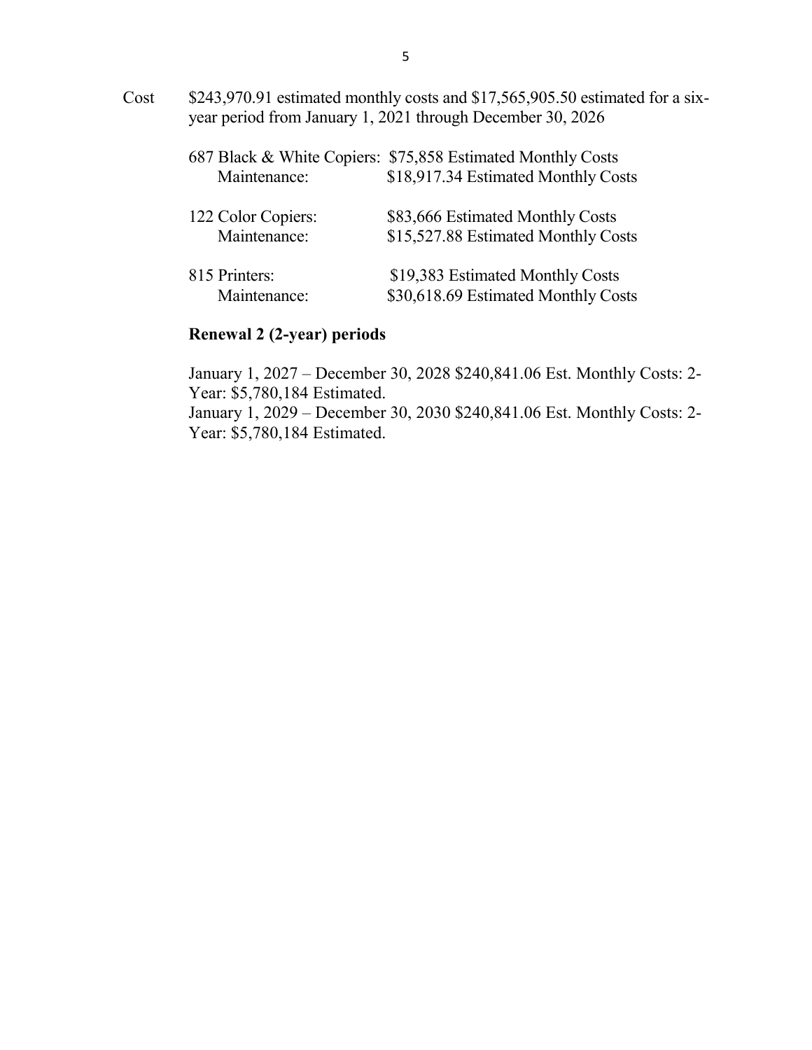Cost $243,970.91 estimated monthly costs and $17,565,905.50 estimated for a six-year period from January 1, 2021 through December 30, 2026

| | |
|---|---|
| 687 Black & White Copiers: | $75,858 Estimated Monthly Costs |
| Maintenance: | $18,917.34 Estimated Monthly Costs |
| 122 Color Copiers: | $83,666 Estimated Monthly Costs |
| Maintenance: | $15,527.88 Estimated Monthly Costs |
| 815 Printers: | $19,383 Estimated Monthly Costs |
| Maintenance: | $30,618.69 Estimated Monthly Costs |

**Renewal 2 (2-year) periods**

January 1, 2027 – December 30, 2028 $240,841.06 Est. Monthly Costs: 2-Year: $5,780,184 Estimated.
January 1, 2029 – December 30, 2030 $240,841.06 Est. Monthly Costs: 2-Year: $5,780,184 Estimated.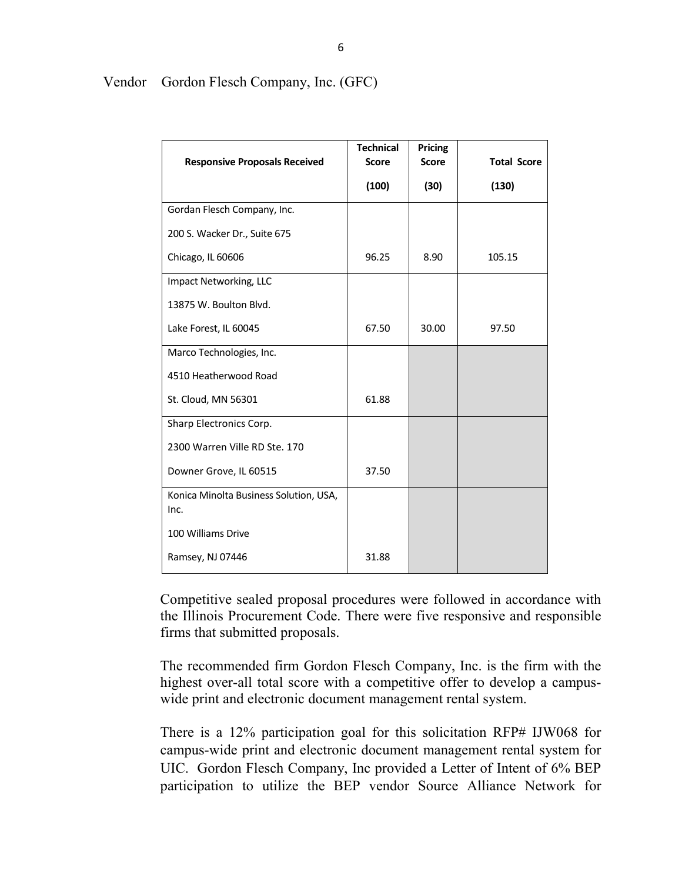Vendor Gordon Flesch Company, Inc. (GFC)

| Responsive Proposals Received | Technical Score (100) | Pricing Score (30) | Total Score (130) |
|---|---|---|---|
| Gordan Flesch Company, Inc.<br>200 S. Wacker Dr., Suite 675<br>Chicago, IL 60606 | 96.25 | 8.90 | 105.15 |
| Impact Networking, LLC<br>13875 W. Boulton Blvd.<br>Lake Forest, IL 60045 | 67.50 | 30.00 | 97.50 |
| Marco Technologies, Inc.<br>4510 Heatherwood Road<br>St. Cloud, MN 56301 | 61.88 | | |
| Sharp Electronics Corp.<br>2300 Warren Ville RD Ste. 170<br>Downer Grove, IL 60515 | 37.50 | | |
| Konica Minolta Business Solution, USA, Inc.<br>100 Williams Drive<br>Ramsey, NJ 07446 | 31.88 | | |

Competitive sealed proposal procedures were followed in accordance with the Illinois Procurement Code. There were five responsive and responsible firms that submitted proposals.

The recommended firm Gordon Flesch Company, Inc. is the firm with the highest over-all total score with a competitive offer to develop a campus-wide print and electronic document management rental system.

There is a 12% participation goal for this solicitation RFP# IJW068 for campus-wide print and electronic document management rental system for UIC. Gordon Flesch Company, Inc provided a Letter of Intent of 6% BEP participation to utilize the BEP vendor Source Alliance Network for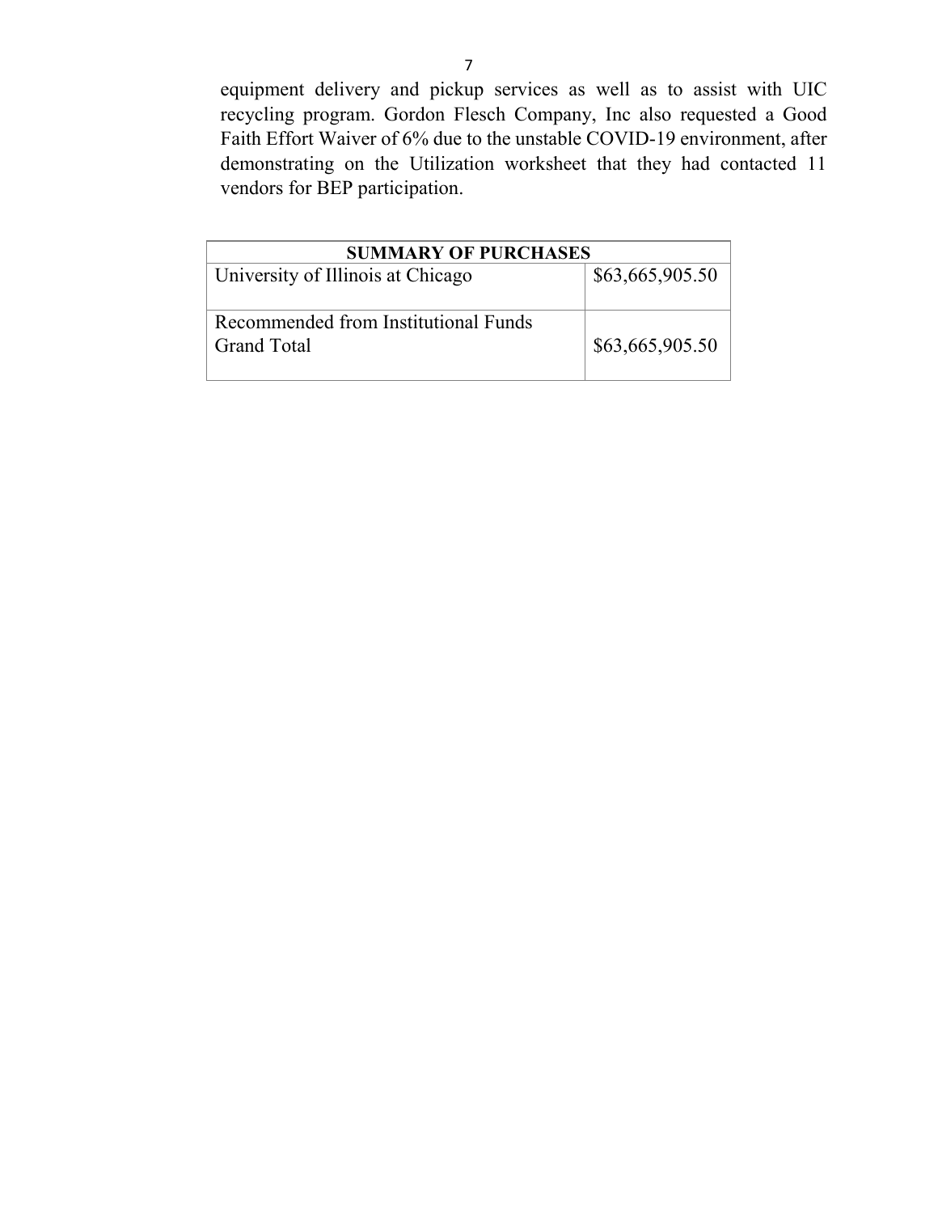equipment delivery and pickup services as well as to assist with UIC recycling program. Gordon Flesch Company, Inc also requested a Good Faith Effort Waiver of 6% due to the unstable COVID-19 environment, after demonstrating on the Utilization worksheet that they had contacted 11 vendors for BEP participation.

| **SUMMARY OF PURCHASES** | |
|---|---|
| University of Illinois at Chicago | $63,665,905.50 |
| Recommended from Institutional Funds<br>Grand Total | $63,665,905.50 |